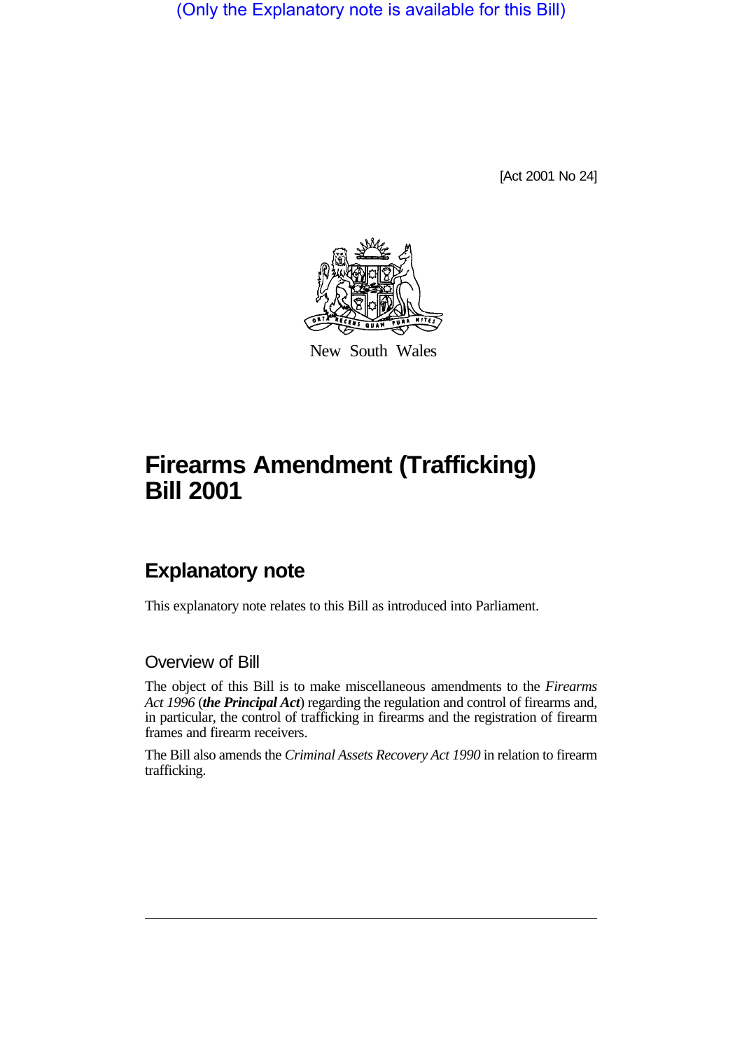(Only the Explanatory note is available for this Bill)

[Act 2001 No 24]

New South Wales

# Firearms Amendment (Trafficking) Bill 2001

## Explanatory note

This explanatory note relates to this Bill as introduced into Parliament.

### Overview of Bill

The object of this Bill is to make miscellaneous amendments to the *Firearms Act 1996* (***the Principal Act***) regarding the regulation and control of firearms and, in particular, the control of trafficking in firearms and the registration of firearm frames and firearm receivers.

The Bill also amends the *Criminal Assets Recovery Act 1990* in relation to firearm trafficking.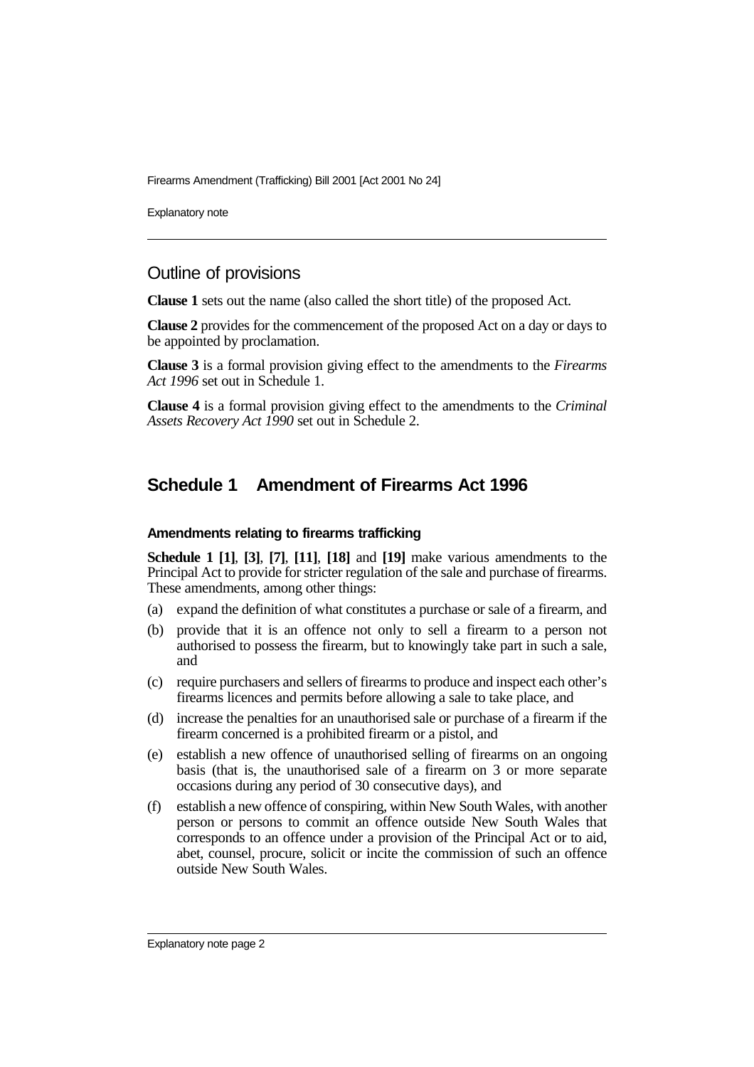## Outline of provisions

**Clause 1** sets out the name (also called the short title) of the proposed Act.

**Clause 2** provides for the commencement of the proposed Act on a day or days to be appointed by proclamation.

**Clause 3** is a formal provision giving effect to the amendments to the *Firearms Act 1996* set out in Schedule 1.

**Clause 4** is a formal provision giving effect to the amendments to the *Criminal Assets Recovery Act 1990* set out in Schedule 2.

## Schedule 1 Amendment of Firearms Act 1996

### Amendments relating to firearms trafficking

**Schedule 1 [1]**, **[3]**, **[7]**, **[11]**, **[18]** and **[19]** make various amendments to the Principal Act to provide for stricter regulation of the sale and purchase of firearms. These amendments, among other things:

(a) expand the definition of what constitutes a purchase or sale of a firearm, and

(b) provide that it is an offence not only to sell a firearm to a person not authorised to possess the firearm, but to knowingly take part in such a sale, and

(c) require purchasers and sellers of firearms to produce and inspect each other's firearms licences and permits before allowing a sale to take place, and

(d) increase the penalties for an unauthorised sale or purchase of a firearm if the firearm concerned is a prohibited firearm or a pistol, and

(e) establish a new offence of unauthorised selling of firearms on an ongoing basis (that is, the unauthorised sale of a firearm on 3 or more separate occasions during any period of 30 consecutive days), and

(f) establish a new offence of conspiring, within New South Wales, with another person or persons to commit an offence outside New South Wales that corresponds to an offence under a provision of the Principal Act or to aid, abet, counsel, procure, solicit or incite the commission of such an offence outside New South Wales.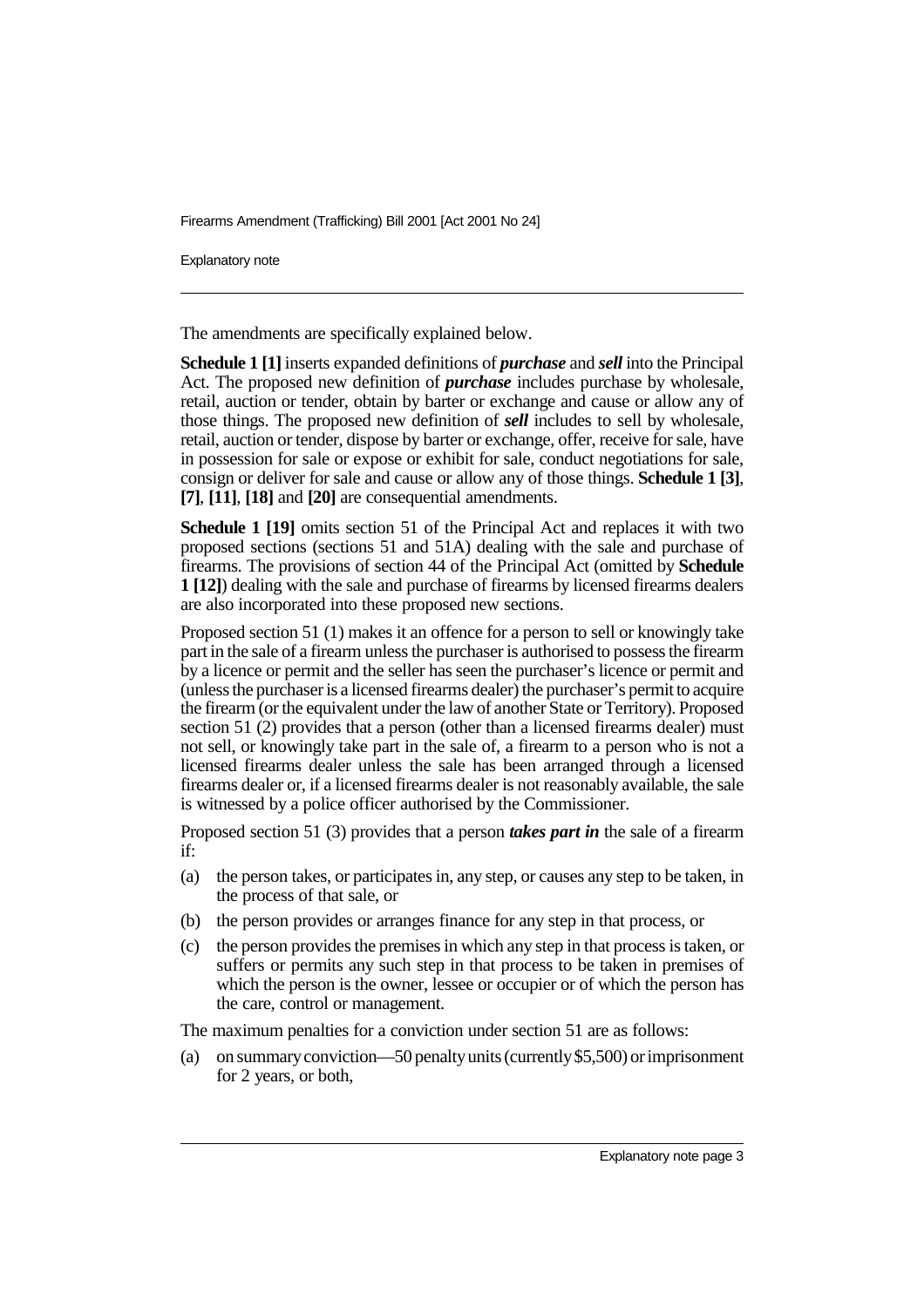The amendments are specifically explained below.

**Schedule 1 [1]** inserts expanded definitions of ***purchase*** and ***sell*** into the Principal Act. The proposed new definition of ***purchase*** includes purchase by wholesale, retail, auction or tender, obtain by barter or exchange and cause or allow any of those things. The proposed new definition of ***sell*** includes to sell by wholesale, retail, auction or tender, dispose by barter or exchange, offer, receive for sale, have in possession for sale or expose or exhibit for sale, conduct negotiations for sale, consign or deliver for sale and cause or allow any of those things. **Schedule 1 [3]**, **[7]**, **[11]**, **[18]** and **[20]** are consequential amendments.

**Schedule 1 [19]** omits section 51 of the Principal Act and replaces it with two proposed sections (sections 51 and 51A) dealing with the sale and purchase of firearms. The provisions of section 44 of the Principal Act (omitted by **Schedule 1 [12]**) dealing with the sale and purchase of firearms by licensed firearms dealers are also incorporated into these proposed new sections.

Proposed section 51 (1) makes it an offence for a person to sell or knowingly take part in the sale of a firearm unless the purchaser is authorised to possess the firearm by a licence or permit and the seller has seen the purchaser's licence or permit and (unless the purchaser is a licensed firearms dealer) the purchaser's permit to acquire the firearm (or the equivalent under the law of another State or Territory). Proposed section 51 (2) provides that a person (other than a licensed firearms dealer) must not sell, or knowingly take part in the sale of, a firearm to a person who is not a licensed firearms dealer unless the sale has been arranged through a licensed firearms dealer or, if a licensed firearms dealer is not reasonably available, the sale is witnessed by a police officer authorised by the Commissioner.

Proposed section 51 (3) provides that a person ***takes part in*** the sale of a firearm if:

(a) the person takes, or participates in, any step, or causes any step to be taken, in the process of that sale, or

(b) the person provides or arranges finance for any step in that process, or

(c) the person provides the premises in which any step in that process is taken, or suffers or permits any such step in that process to be taken in premises of which the person is the owner, lessee or occupier or of which the person has the care, control or management.

The maximum penalties for a conviction under section 51 are as follows:

(a) on summary conviction—50 penalty units (currently $5,500) or imprisonment for 2 years, or both,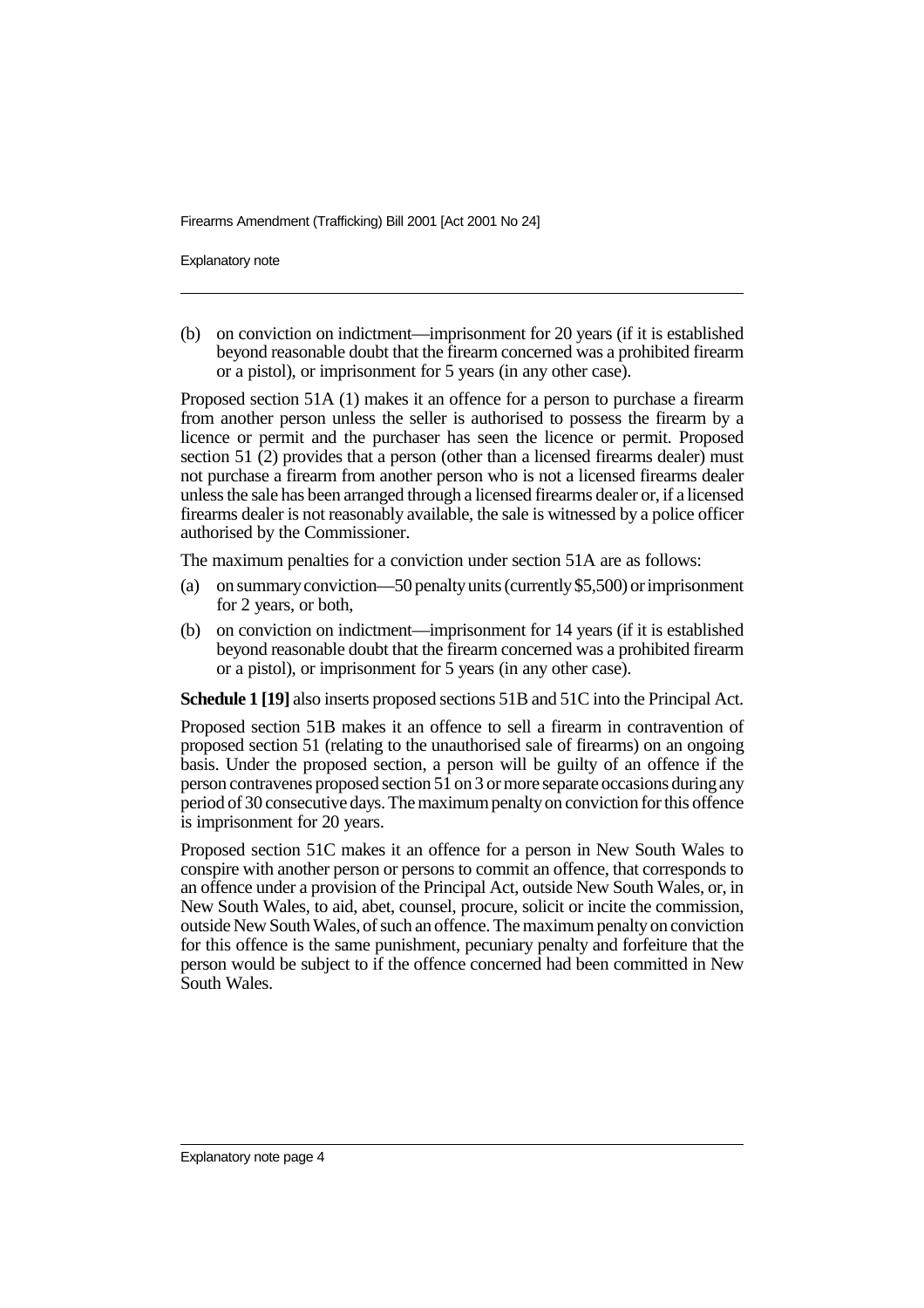(b) on conviction on indictment—imprisonment for 20 years (if it is established beyond reasonable doubt that the firearm concerned was a prohibited firearm or a pistol), or imprisonment for 5 years (in any other case).

Proposed section 51A (1) makes it an offence for a person to purchase a firearm from another person unless the seller is authorised to possess the firearm by a licence or permit and the purchaser has seen the licence or permit. Proposed section 51 (2) provides that a person (other than a licensed firearms dealer) must not purchase a firearm from another person who is not a licensed firearms dealer unless the sale has been arranged through a licensed firearms dealer or, if a licensed firearms dealer is not reasonably available, the sale is witnessed by a police officer authorised by the Commissioner.

The maximum penalties for a conviction under section 51A are as follows:

(a) on summary conviction—50 penalty units (currently $5,500) or imprisonment for 2 years, or both,

(b) on conviction on indictment—imprisonment for 14 years (if it is established beyond reasonable doubt that the firearm concerned was a prohibited firearm or a pistol), or imprisonment for 5 years (in any other case).

**Schedule 1 [19]** also inserts proposed sections 51B and 51C into the Principal Act.

Proposed section 51B makes it an offence to sell a firearm in contravention of proposed section 51 (relating to the unauthorised sale of firearms) on an ongoing basis. Under the proposed section, a person will be guilty of an offence if the person contravenes proposed section 51 on 3 or more separate occasions during any period of 30 consecutive days. The maximum penalty on conviction for this offence is imprisonment for 20 years.

Proposed section 51C makes it an offence for a person in New South Wales to conspire with another person or persons to commit an offence, that corresponds to an offence under a provision of the Principal Act, outside New South Wales, or, in New South Wales, to aid, abet, counsel, procure, solicit or incite the commission, outside New South Wales, of such an offence. The maximum penalty on conviction for this offence is the same punishment, pecuniary penalty and forfeiture that the person would be subject to if the offence concerned had been committed in New South Wales.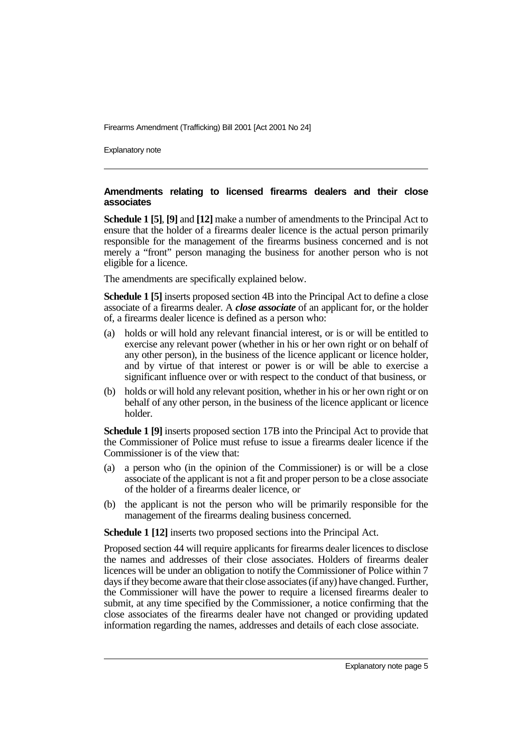### Amendments relating to licensed firearms dealers and their close associates

**Schedule 1 [5]**, **[9]** and **[12]** make a number of amendments to the Principal Act to ensure that the holder of a firearms dealer licence is the actual person primarily responsible for the management of the firearms business concerned and is not merely a "front" person managing the business for another person who is not eligible for a licence.

The amendments are specifically explained below.

**Schedule 1 [5]** inserts proposed section 4B into the Principal Act to define a close associate of a firearms dealer. A ***close associate*** of an applicant for, or the holder of, a firearms dealer licence is defined as a person who:

(a) holds or will hold any relevant financial interest, or is or will be entitled to exercise any relevant power (whether in his or her own right or on behalf of any other person), in the business of the licence applicant or licence holder, and by virtue of that interest or power is or will be able to exercise a significant influence over or with respect to the conduct of that business, or

(b) holds or will hold any relevant position, whether in his or her own right or on behalf of any other person, in the business of the licence applicant or licence holder.

**Schedule 1 [9]** inserts proposed section 17B into the Principal Act to provide that the Commissioner of Police must refuse to issue a firearms dealer licence if the Commissioner is of the view that:

(a) a person who (in the opinion of the Commissioner) is or will be a close associate of the applicant is not a fit and proper person to be a close associate of the holder of a firearms dealer licence, or

(b) the applicant is not the person who will be primarily responsible for the management of the firearms dealing business concerned.

**Schedule 1 [12]** inserts two proposed sections into the Principal Act.

Proposed section 44 will require applicants for firearms dealer licences to disclose the names and addresses of their close associates. Holders of firearms dealer licences will be under an obligation to notify the Commissioner of Police within 7 days if they become aware that their close associates (if any) have changed. Further, the Commissioner will have the power to require a licensed firearms dealer to submit, at any time specified by the Commissioner, a notice confirming that the close associates of the firearms dealer have not changed or providing updated information regarding the names, addresses and details of each close associate.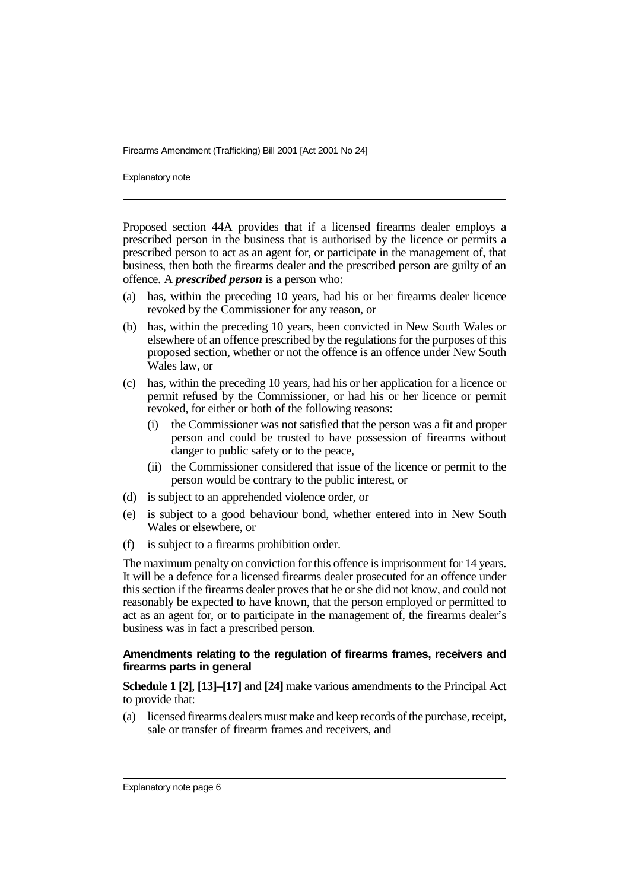Proposed section 44A provides that if a licensed firearms dealer employs a prescribed person in the business that is authorised by the licence or permits a prescribed person to act as an agent for, or participate in the management of, that business, then both the firearms dealer and the prescribed person are guilty of an offence. A ***prescribed person*** is a person who:

(a) has, within the preceding 10 years, had his or her firearms dealer licence revoked by the Commissioner for any reason, or

(b) has, within the preceding 10 years, been convicted in New South Wales or elsewhere of an offence prescribed by the regulations for the purposes of this proposed section, whether or not the offence is an offence under New South Wales law, or

(c) has, within the preceding 10 years, had his or her application for a licence or permit refused by the Commissioner, or had his or her licence or permit revoked, for either or both of the following reasons:

 (i) the Commissioner was not satisfied that the person was a fit and proper person and could be trusted to have possession of firearms without danger to public safety or to the peace,

 (ii) the Commissioner considered that issue of the licence or permit to the person would be contrary to the public interest, or

(d) is subject to an apprehended violence order, or

(e) is subject to a good behaviour bond, whether entered into in New South Wales or elsewhere, or

(f) is subject to a firearms prohibition order.

The maximum penalty on conviction for this offence is imprisonment for 14 years. It will be a defence for a licensed firearms dealer prosecuted for an offence under this section if the firearms dealer proves that he or she did not know, and could not reasonably be expected to have known, that the person employed or permitted to act as an agent for, or to participate in the management of, the firearms dealer's business was in fact a prescribed person.

#### Amendments relating to the regulation of firearms frames, receivers and firearms parts in general

**Schedule 1 [2]**, **[13]–[17]** and **[24]** make various amendments to the Principal Act to provide that:

(a) licensed firearms dealers must make and keep records of the purchase, receipt, sale or transfer of firearm frames and receivers, and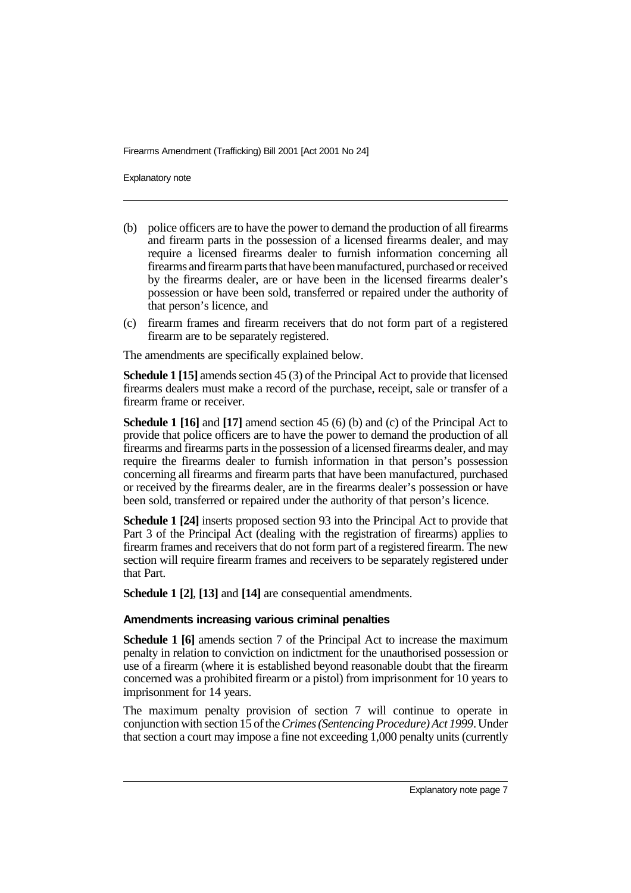(b) police officers are to have the power to demand the production of all firearms and firearm parts in the possession of a licensed firearms dealer, and may require a licensed firearms dealer to furnish information concerning all firearms and firearm parts that have been manufactured, purchased or received by the firearms dealer, are or have been in the licensed firearms dealer's possession or have been sold, transferred or repaired under the authority of that person's licence, and

(c) firearm frames and firearm receivers that do not form part of a registered firearm are to be separately registered.

The amendments are specifically explained below.

**Schedule 1 [15]** amends section 45 (3) of the Principal Act to provide that licensed firearms dealers must make a record of the purchase, receipt, sale or transfer of a firearm frame or receiver.

**Schedule 1 [16]** and **[17]** amend section 45 (6) (b) and (c) of the Principal Act to provide that police officers are to have the power to demand the production of all firearms and firearms parts in the possession of a licensed firearms dealer, and may require the firearms dealer to furnish information in that person's possession concerning all firearms and firearm parts that have been manufactured, purchased or received by the firearms dealer, are in the firearms dealer's possession or have been sold, transferred or repaired under the authority of that person's licence.

**Schedule 1 [24]** inserts proposed section 93 into the Principal Act to provide that Part 3 of the Principal Act (dealing with the registration of firearms) applies to firearm frames and receivers that do not form part of a registered firearm. The new section will require firearm frames and receivers to be separately registered under that Part.

**Schedule 1 [2]**, **[13]** and **[14]** are consequential amendments.

### Amendments increasing various criminal penalties

**Schedule 1 [6]** amends section 7 of the Principal Act to increase the maximum penalty in relation to conviction on indictment for the unauthorised possession or use of a firearm (where it is established beyond reasonable doubt that the firearm concerned was a prohibited firearm or a pistol) from imprisonment for 10 years to imprisonment for 14 years.

The maximum penalty provision of section 7 will continue to operate in conjunction with section 15 of the *Crimes (Sentencing Procedure) Act 1999*. Under that section a court may impose a fine not exceeding 1,000 penalty units (currently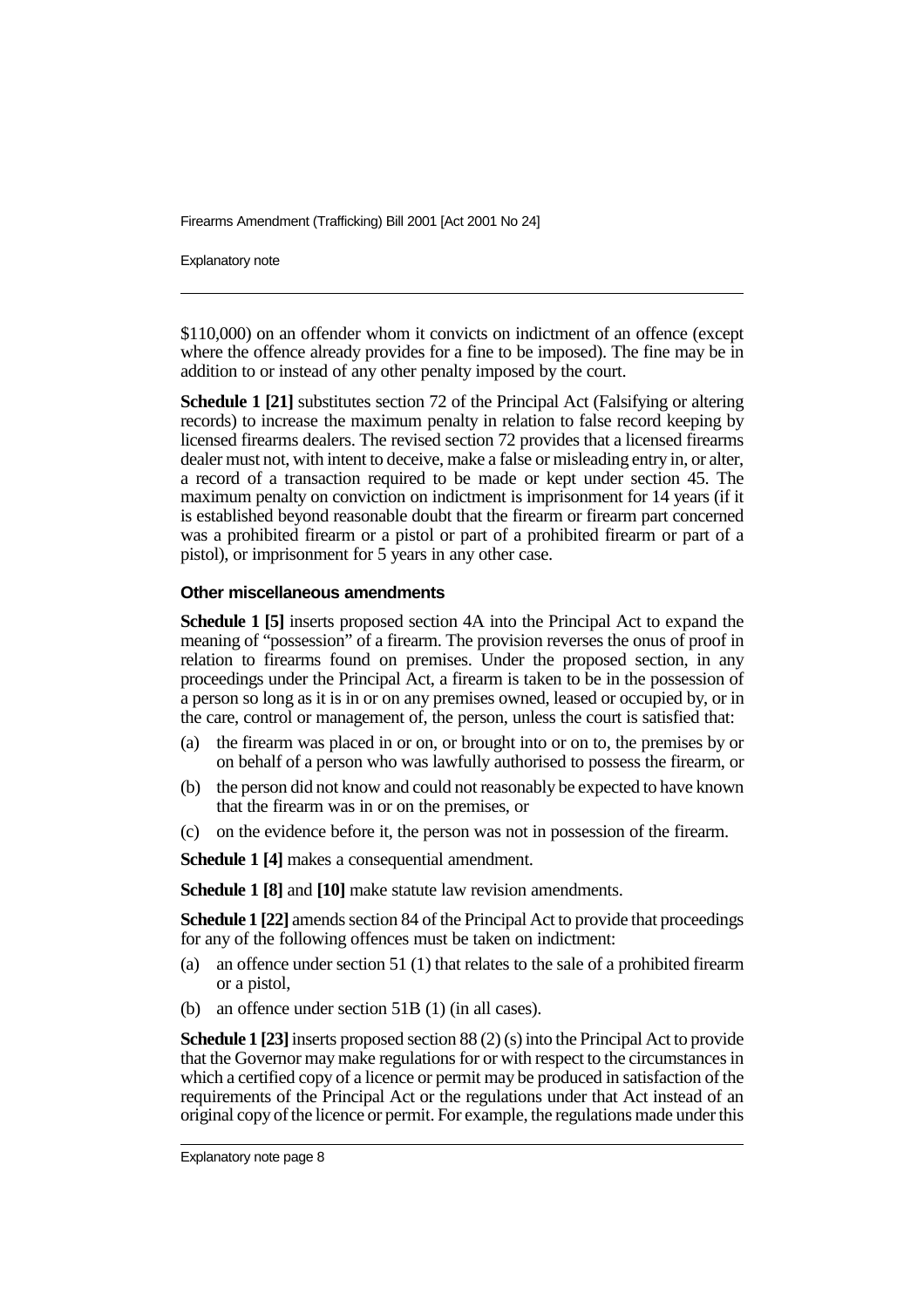$110,000) on an offender whom it convicts on indictment of an offence (except where the offence already provides for a fine to be imposed). The fine may be in addition to or instead of any other penalty imposed by the court.

**Schedule 1 [21]** substitutes section 72 of the Principal Act (Falsifying or altering records) to increase the maximum penalty in relation to false record keeping by licensed firearms dealers. The revised section 72 provides that a licensed firearms dealer must not, with intent to deceive, make a false or misleading entry in, or alter, a record of a transaction required to be made or kept under section 45. The maximum penalty on conviction on indictment is imprisonment for 14 years (if it is established beyond reasonable doubt that the firearm or firearm part concerned was a prohibited firearm or a pistol or part of a prohibited firearm or part of a pistol), or imprisonment for 5 years in any other case.

#### Other miscellaneous amendments

**Schedule 1 [5]** inserts proposed section 4A into the Principal Act to expand the meaning of "possession" of a firearm. The provision reverses the onus of proof in relation to firearms found on premises. Under the proposed section, in any proceedings under the Principal Act, a firearm is taken to be in the possession of a person so long as it is in or on any premises owned, leased or occupied by, or in the care, control or management of, the person, unless the court is satisfied that:

(a) the firearm was placed in or on, or brought into or on to, the premises by or on behalf of a person who was lawfully authorised to possess the firearm, or

(b) the person did not know and could not reasonably be expected to have known that the firearm was in or on the premises, or

(c) on the evidence before it, the person was not in possession of the firearm.

**Schedule 1 [4]** makes a consequential amendment.

**Schedule 1 [8]** and **[10]** make statute law revision amendments.

**Schedule 1 [22]** amends section 84 of the Principal Act to provide that proceedings for any of the following offences must be taken on indictment:

(a) an offence under section 51 (1) that relates to the sale of a prohibited firearm or a pistol,

(b) an offence under section 51B (1) (in all cases).

**Schedule 1 [23]** inserts proposed section 88 (2) (s) into the Principal Act to provide that the Governor may make regulations for or with respect to the circumstances in which a certified copy of a licence or permit may be produced in satisfaction of the requirements of the Principal Act or the regulations under that Act instead of an original copy of the licence or permit. For example, the regulations made under this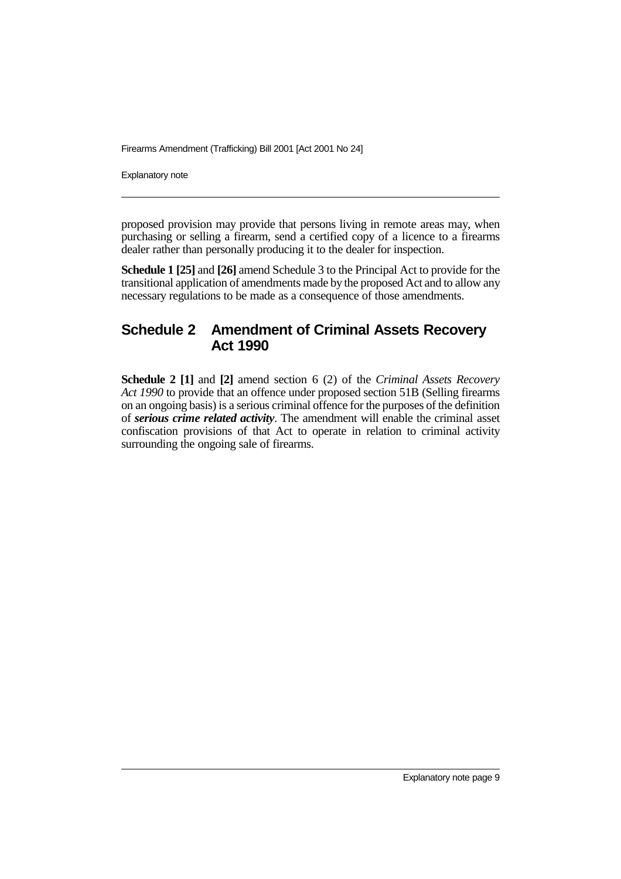proposed provision may provide that persons living in remote areas may, when purchasing or selling a firearm, send a certified copy of a licence to a firearms dealer rather than personally producing it to the dealer for inspection.

**Schedule 1 [25]** and **[26]** amend Schedule 3 to the Principal Act to provide for the transitional application of amendments made by the proposed Act and to allow any necessary regulations to be made as a consequence of those amendments.

## Schedule 2 Amendment of Criminal Assets Recovery Act 1990

**Schedule 2 [1]** and **[2]** amend section 6 (2) of the *Criminal Assets Recovery Act 1990* to provide that an offence under proposed section 51B (Selling firearms on an ongoing basis) is a serious criminal offence for the purposes of the definition of ***serious crime related activity***. The amendment will enable the criminal asset confiscation provisions of that Act to operate in relation to criminal activity surrounding the ongoing sale of firearms.